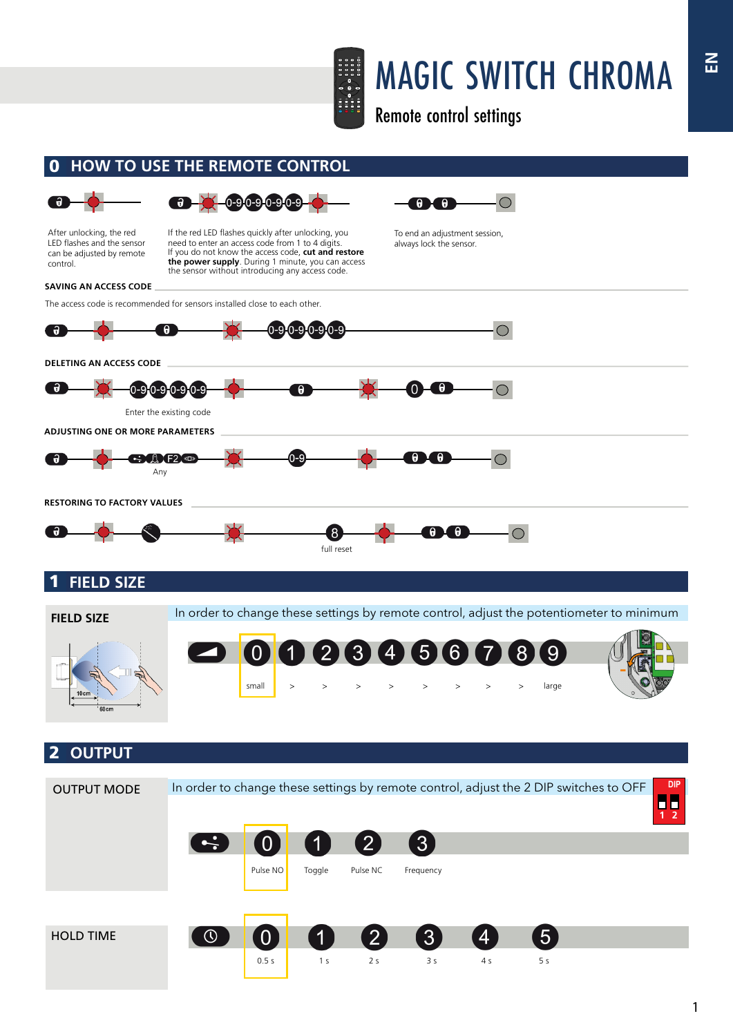# MAGIC SWITCH CHROMA

Remote control settings

EN

## 0 HOW TO USE THE REMOTE CONTROL

After unlocking, the red LED flashes and the sensor can be adjusted by remote control.

0-9 0-9 0-9 0-9

If the red LED flashes quickly after unlocking, you need to enter an access code from 1 to 4 digits. If you do not know the access code, **cut and restore the power supply**. During 1 minute, you can access the sensor without introducing any access code.

To end an adjustment session, always lock the sensor.

### SAVING AN ACCESS CODE

The access code is recommended for sensors installed close to each other.

0-9 0-9 0-9 0-9

### DELETING AN ACCESS CODE

0-9 0-9 0-9 0-9 — 0

Enter the existing code

### ADJUSTING ONE OR MORE PARAMETERS

F2 — 0-9

Any

### RESTORING TO FACTORY VALUES

8

full reset

## 1 FIELD SIZE

### FIELD SIZE

In order to change these settings by remote control, adjust the potentiometer to minimum

10 cm — 60 cm

| 0 | 1 | 2 | 3 | 4 | 5 | 6 | 7 | 8 | 9 |
|---|---|---|---|---|---|---|---|---|---|
| small | > | > | > | > | > | > | > | > | large |

## 2 OUTPUT

### OUTPUT MODE

In order to change these settings by remote control, adjust the 2 DIP switches to OFF

DIP 1 2

| 0 | 1 | 2 | 3 |
|---|---|---|---|
| Pulse NO | Toggle | Pulse NC | Frequency |

### HOLD TIME

| 0 | 1 | 2 | 3 | 4 | 5 |
|---|---|---|---|---|---|
| 0.5 s | 1 s | 2 s | 3 s | 4 s | 5 s |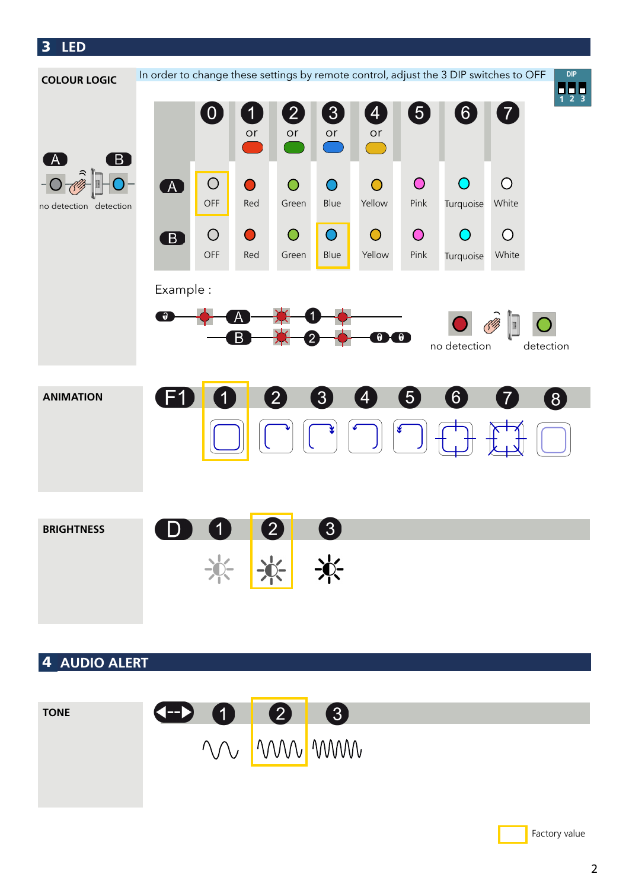## 3 LED

### COLOUR LOGIC

In order to change these settings by remote control, adjust the 3 DIP switches to OFF

DIP 1 2 3

A B

no detection detection

| | 0 | 1 or | 2 or | 3 or | 4 or | 5 | 6 | 7 |
|---|---|---|---|---|---|---|---|---|
| A | OFF | Red | Green | Blue | Yellow | Pink | Turquoise | White |
| B | OFF | Red | Green | Blue | Yellow | Pink | Turquoise | White |

Example :

A 1

B 2

no detection detection

### ANIMATION

F1 1 2 3 4 5 6 7 8

### BRIGHTNESS

D 1 2 3

## 4 AUDIO ALERT

### TONE

1 2 3

Factory value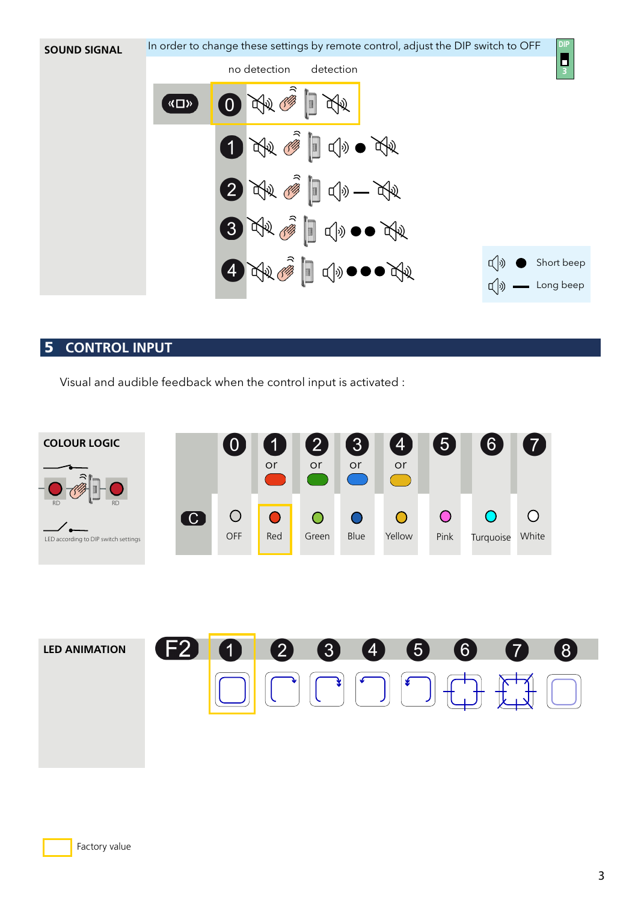**SOUND SIGNAL**

In order to change these settings by remote control, adjust the DIP switch to OFF

DIP 3

| | no detection | detection |
|---|---|---|
| 0 | | |
| 1 | | ● |
| 2 | | — |
| 3 | | ●● |
| 4 | | ●●● |

● Short beep

— Long beep

## 5 CONTROL INPUT

Visual and audible feedback when the control input is activated :

**COLOUR LOGIC**

RD RD

LED according to DIP switch settings

| C | 0 | 1 | 2 | 3 | 4 | 5 | 6 | 7 |
|---|---|---|---|---|---|---|---|---|
| | | or | or | or | or | | | |
| | OFF | Red | Green | Blue | Yellow | Pink | Turquoise | White |

**LED ANIMATION**

| F2 | 1 | 2 | 3 | 4 | 5 | 6 | 7 | 8 |
|---|---|---|---|---|---|---|---|---|

Factory value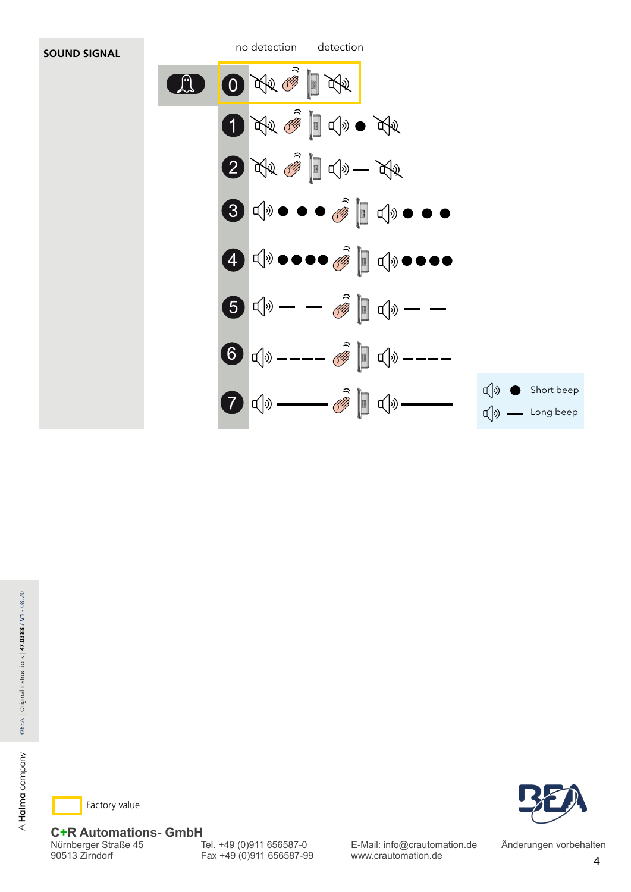**SOUND SIGNAL**

no detection detection

0
1
2
3
4
5
6
7

● Short beep

— Long beep

Factory value

**C+R Automations- GmbH**
Nürnberger Straße 45
90513 Zirndorf

Tel. +49 (0)911 656587-0
Fax +49 (0)911 656587-99

E-Mail: info@crautomation.de
www.crautomation.de

Änderungen vorbehalten

©BEA | Original instructions | 47.0388 / V1 - 08.20

A Halma company